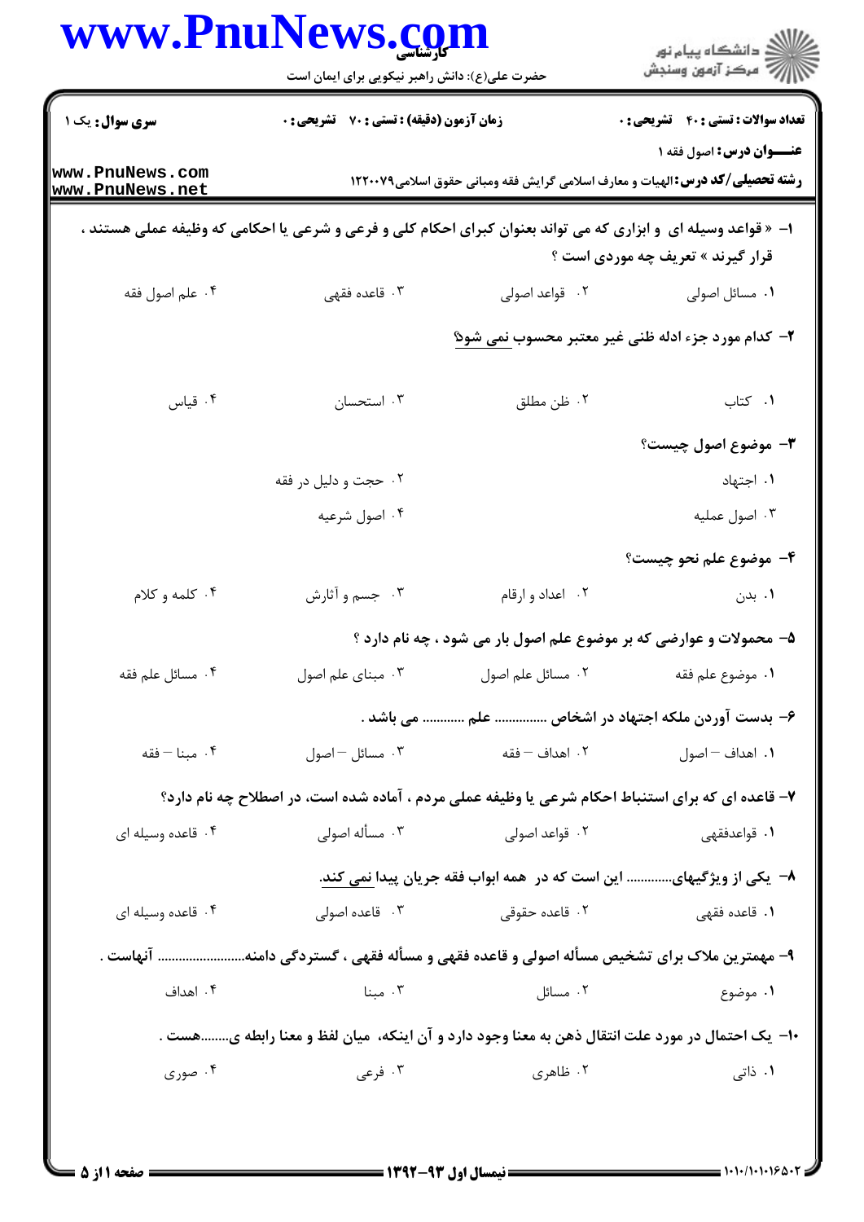**سری سوال:** یک ۱

**زمان آزمون (دقیقه) : تستی : ۷۰ تشریحی : ۰**

**تعداد سوالات : تستی : ۴۰ تشریحی : ۰**

**عنـــوان درس:** اصول فقه ۱

**رشته تحصیلی/کد درس:** الهیات و معارف اسلامی گرایش فقه ومبانی حقوق اسلامی۱۲۲۰۰۷۹

**۱- « قواعد وسیله ای و ابزاری که می تواند بعنوان کبرای احکام کلی و فرعی و شرعی یا احکامی که وظیفه عملی هستند ، قرار گیرند » تعریف چه موردی است ؟**

۱. مسائل اصولی
۲. قواعد اصولی
۳. قاعده فقهی
۴. علم اصول فقه

**۲- کدام مورد جزء ادله ظنی غیر معتبر محسوب نمی شود؟**

۱. کتاب
۲. ظن مطلق
۳. استحسان
۴. قیاس

**۳- موضوع اصول چیست؟**

۱. اجتهاد
۲. حجت و دلیل در فقه
۳. اصول عملیه
۴. اصول شرعیه

**۴- موضوع علم نحو چیست؟**

۱. بدن
۲. اعداد و ارقام
۳. جسم و آثارش
۴. کلمه و کلام

**۵- محمولات و عوارضی که بر موضوع علم اصول بار می شود ، چه نام دارد ؟**

۱. موضوع علم فقه
۲. مسائل علم اصول
۳. مبنای علم اصول
۴. مسائل علم فقه

**۶- بدست آوردن ملکه اجتهاد در اشخاص .............. علم ........... می باشد .**

۱. اهداف – اصول
۲. اهداف – فقه
۳. مسائل – اصول
۴. مبنا – فقه

**۷- قاعده ای که برای استنباط احکام شرعی یا وظیفه عملی مردم ، آماده شده است، در اصطلاح چه نام دارد؟**

۱. قواعدفقهی
۲. قواعد اصولی
۳. مسأله اصولی
۴. قاعده وسیله ای

**۸- یکی از ویژگیهای............ این است که در همه ابواب فقه جریان پیدا نمی کند.**

۱. قاعده فقهی
۲. قاعده حقوقی
۳. قاعده اصولی
۴. قاعده وسیله ای

**۹- مهمترین ملاک برای تشخیص مسأله اصولی و قاعده فقهی و مسأله فقهی ، گستردگی دامنه......................... آنهاست .**

۱. موضوع
۲. مسائل
۳. مبنا
۴. اهداف

**۱۰- یک احتمال در مورد علت انتقال ذهن به معنا وجود دارد و آن اینکه، میان لفظ و معنا رابطه ی........هست .**

۱. ذاتی
۲. ظاهری
۳. فرعی
۴. صوری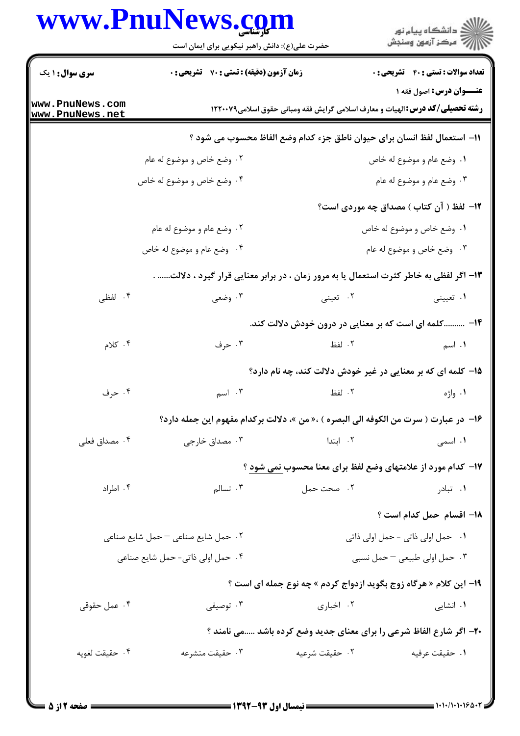**سری سوال:** ۱ یک | **زمان آزمون (دقیقه) : تستی :** ۷۰ **تشریحی :** ۰ | **تعداد سوالات : تستی :** ۴۰ **تشریحی :** ۰

**عنـــوان درس:** اصول فقه ۱

**رشته تحصیلی/کد درس:** الهیات و معارف اسلامی گرایش فقه ومبانی حقوق اسلامی۱۲۲۰۰۷۹

۱۱- استعمال لفظ انسان برای حیوان ناطق جزء کدام وضع الفاظ محسوب می شود ؟

۱. وضع عام و موضوع له خاص

۲. وضع خاص و موضوع له عام

۳. وضع عام و موضوع له عام

۴. وضع خاص و موضوع له خاص

۱۲- لفظ ( آن کتاب ) مصداق چه موردی است؟

۱. وضع خاص و موضوع له خاص

۲. وضع عام و موضوع له عام

۳. وضع خاص و موضوع له عام

۴. وضع عام و موضوع له خاص

۱۳- اگر لفظی به خاطر کثرت استعمال یا به مرور زمان ، در برابر معنایی قرار گیرد ، دلالت...... .

۱. تعیینی

۲. تعینی

۳. وضعی

۴. لفظی

۱۴- ..........کلمه ای است که بر معنایی در درون خودش دلالت کند.

۱. اسم

۲. لفظ

۳. حرف

۴. کلام

۱۵- کلمه ای که بر معنایی در غیر خودش دلالت کند، چه نام دارد؟

۱. واژه

۲. لفظ

۳. اسم

۴. حرف

۱۶- در عبارت ( سرت من الکوفه الی البصره ) ،« من »، دلالت برکدام مفهوم این جمله دارد؟

۱. اسمی

۲. ابتدا

۳. مصداق خارجی

۴. مصداق فعلی

۱۷- کدام مورد از علامتهای وضع لفظ برای معنا محسوب نمی شود ؟

۱. تبادر

۲. صحت حمل

۳. تسالم

۴. اطراد

۱۸- اقسام حمل کدام است ؟

۱. حمل اولی ذاتی - حمل اولی ذاتی

۲. حمل شایع صناعی – حمل شایع صناعی

۳. حمل اولی طبیعی – حمل نسبی

۴. حمل اولی ذاتی- حمل شایع صناعی

۱۹- این کلام « هرگاه زوج بگوید ازدواج کردم » چه نوع جمله ای است ؟

۱. انشایی

۲. اخباری

۳. توصیفی

۴. عمل حقوقی

۲۰- اگر شارع الفاظ شرعی را برای معنای جدید وضع کرده باشد .....می نامند ؟

۱. حقیقت عرفیه

۲. حقیقت شرعیه

۳. حقیقت متشرعه

۴. حقیقت لغویه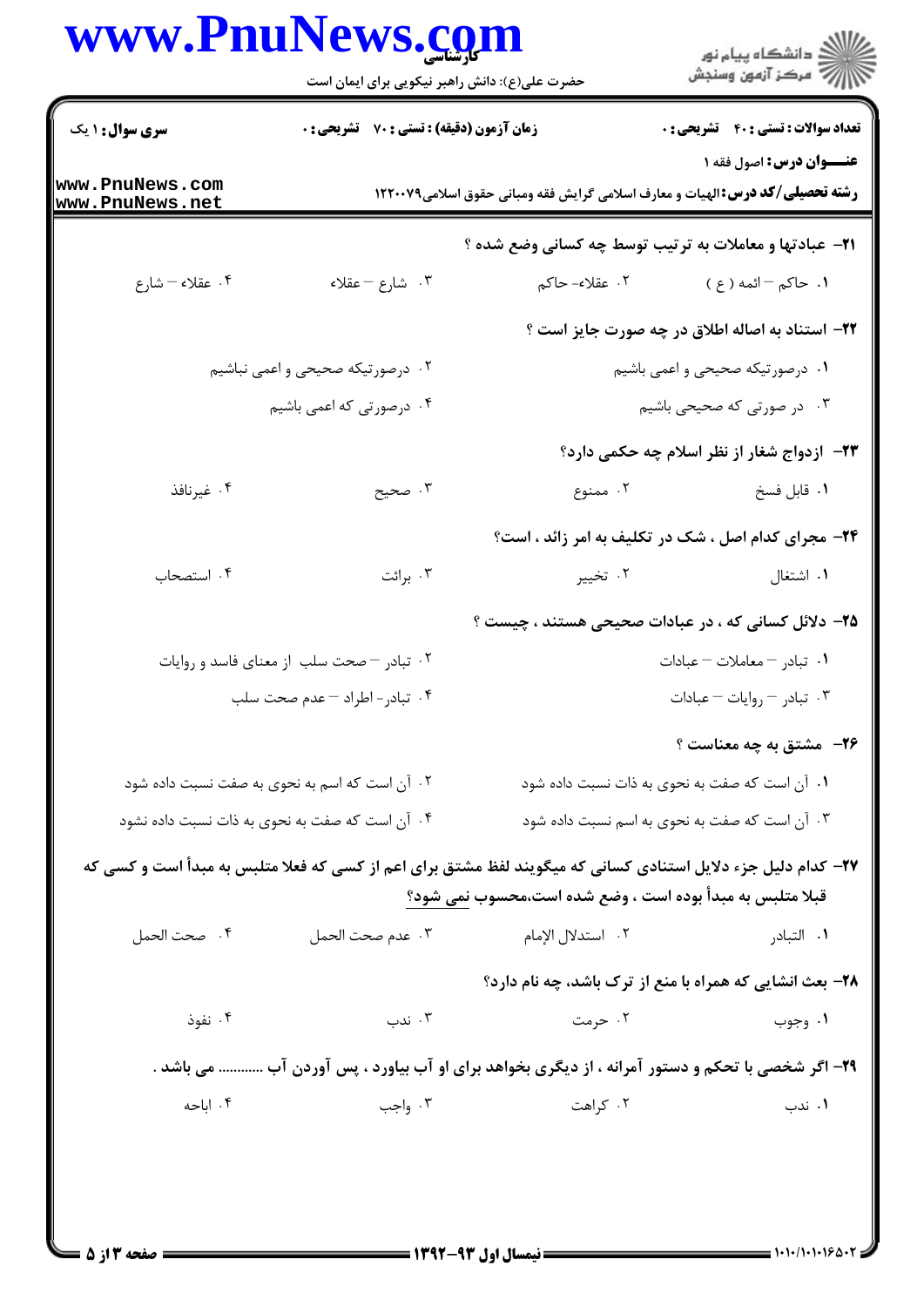**سری سوال:** ۱ یک

**زمان آزمون (دقیقه) : تستی :** ۷۰ **تشریحی :** ۰

**تعداد سوالات : تستی :** ۴۰ **تشریحی :** ۰

**عنـــوان درس:** اصول فقه ۱

**رشته تحصیلی/کد درس:** الهیات و معارف اسلامی گرایش فقه ومبانی حقوق اسلامی۱۲۲۰۰۷۹

**۲۱- عبادتها و معاملات به ترتیب توسط چه کسانی وضع شده ؟**

۱. حاکم – ائمه ( ع )
۲. عقلاء- حاکم
۳. شارع – عقلاء
۴. عقلاء – شارع

**۲۲- استناد به اصاله اطلاق در چه صورت جایز است ؟**

۱. درصورتیکه صحیحی و اعمی باشیم
۲. درصورتیکه صحیحی و اعمی نباشیم
۳. در صورتی که صحیحی باشیم
۴. درصورتی که اعمی باشیم

**۲۳- ازدواج شغار از نظر اسلام چه حکمی دارد؟**

۱. قابل فسخ
۲. ممنوع
۳. صحیح
۴. غیرنافذ

**۲۴- مجرای کدام اصل ، شک در تکلیف به امر زائد ، است؟**

۱. اشتغال
۲. تخییر
۳. برائت
۴. استصحاب

**۲۵- دلائل کسانی که ، در عبادات صحیحی هستند ، چیست ؟**

۱. تبادر – معاملات – عبادات
۲. تبادر – صحت سلب از معنای فاسد و روایات
۳. تبادر – روایات – عبادات
۴. تبادر- اطراد – عدم صحت سلب

**۲۶- مشتق به چه معناست ؟**

۱. آن است که صفت به نحوی به ذات نسبت داده شود
۲. آن است که اسم به نحوی به صفت نسبت داده شود
۳. آن است که صفت به نحوی به اسم نسبت داده شود
۴. آن است که صفت به نحوی به ذات نسبت داده نشود

**۲۷- کدام دلیل جزء دلایل استنادی کسانی که میگویند لفظ مشتق برای اعم از کسی که فعلا متلبس به مبدأ است و کسی که قبلا متلبس به مبدأ بوده است ، وضع شده است،محسوب نمی شود؟**

۱. التبادر
۲. استدلال الإمام
۳. عدم صحت الحمل
۴. صحت الحمل

**۲۸- بعث انشایی که همراه با منع از ترک باشد، چه نام دارد؟**

۱. وجوب
۲. حرمت
۳. ندب
۴. نفوذ

**۲۹- اگر شخصی با تحکم و دستور آمرانه ، از دیگری بخواهد برای او آب بیاورد ، پس آوردن آب ............ می باشد .**

۱. ندب
۲. کراهت
۳. واجب
۴. اباحه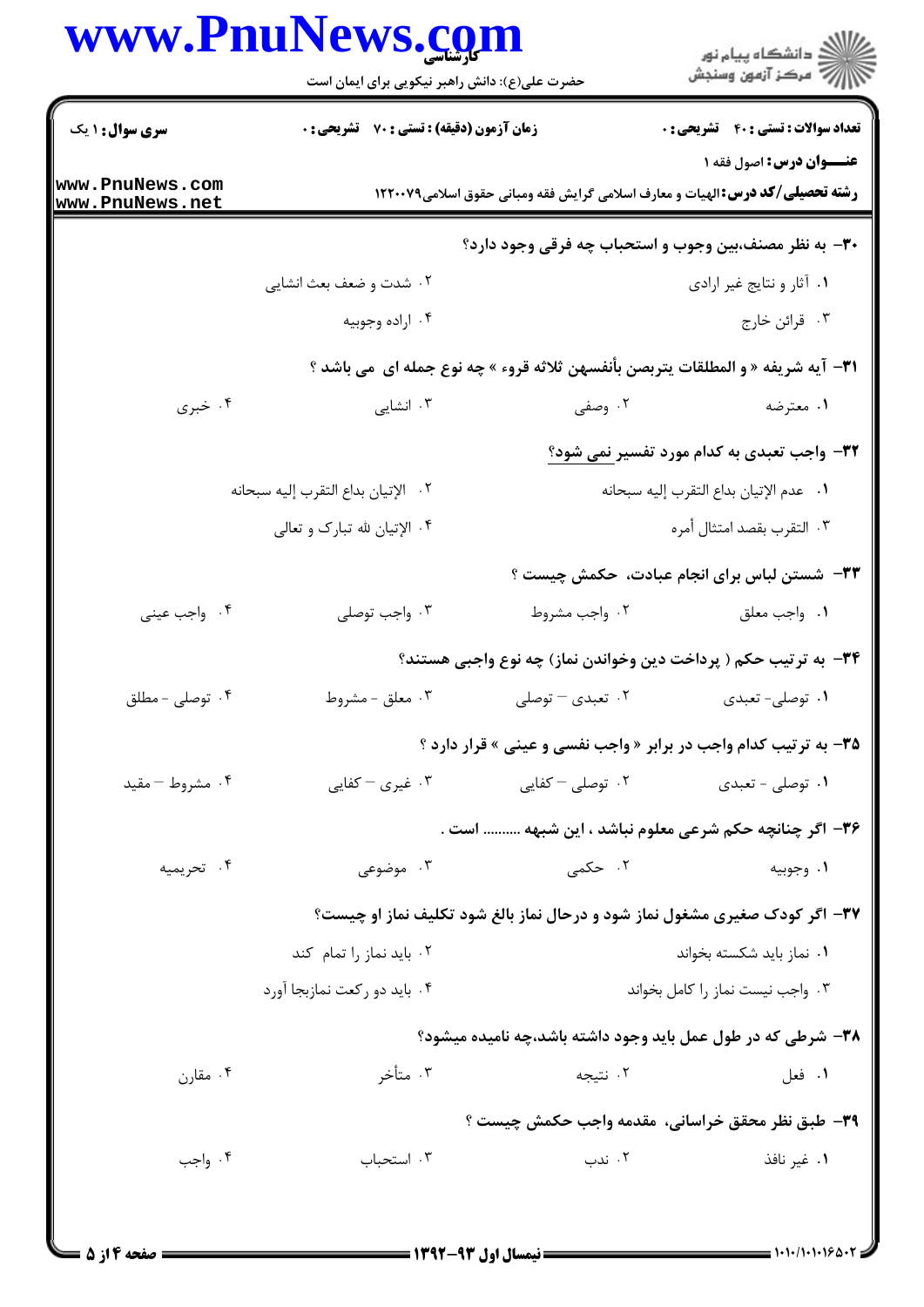**سری سوال:** ۱ یک

**زمان آزمون (دقیقه) : تستی :** ۷۰ **تشریحی :** ۰

**تعداد سوالات : تستی :** ۴۰ **تشریحی :** ۰

**عنـــوان درس:** اصول فقه ۱

**رشته تحصیلی/کد درس:** الهیات و معارف اسلامی گرایش فقه ومبانی حقوق اسلامی۱۲۲۰۰۷۹

**۳۰- به نظر مصنف،بین وجوب و استحباب چه فرقی وجود دارد؟**

۱. آثار و نتایج غیر ارادی
۲. شدت و ضعف بعث انشایی
۳. قرائن خارج
۴. اراده وجوبیه

**۳۱- آیه شریفه « و المطلقات یتربصن بأنفسهن ثلاثه قروء » چه نوع جمله ای می باشد ؟**

۱. معترضه
۲. وصفی
۳. انشایی
۴. خبری

**۳۲- واجب تعبدی به کدام مورد تفسیر نمی شود؟**

۱. عدم الإتیان بداع التقرب إلیه سبحانه
۲. الإتیان بداع التقرب إلیه سبحانه
۳. التقرب بقصد امتثال أمره
۴. الإتیان لله تبارک و تعالی

**۳۳- شستن لباس برای انجام عبادت، حکمش چیست ؟**

۱. واجب معلق
۲. واجب مشروط
۳. واجب توصلی
۴. واجب عینی

**۳۴- به ترتیب حکم ( پرداخت دین وخواندن نماز) چه نوع واجبی هستند؟**

۱. توصلی- تعبدی
۲. تعبدی – توصلی
۳. معلق - مشروط
۴. توصلی - مطلق

**۳۵- به ترتیب کدام واجب در برابر « واجب نفسی و عینی » قرار دارد ؟**

۱. توصلی - تعبدی
۲. توصلی – کفایی
۳. غیری – کفایی
۴. مشروط – مقید

**۳۶- اگر چنانچه حکم شرعی معلوم نباشد ، این شبهه ......... است .**

۱. وجوبیه
۲. حکمی
۳. موضوعی
۴. تحریمیه

**۳۷- اگر کودک صغیری مشغول نماز شود و درحال نماز بالغ شود تکلیف نماز او چیست؟**

۱. نماز باید شکسته بخواند
۲. باید نماز را تمام کند
۳. واجب نیست نماز را کامل بخواند
۴. باید دو رکعت نمازبجا آورد

**۳۸- شرطی که در طول عمل باید وجود داشته باشد،چه نامیده میشود؟**

۱. فعل
۲. نتیجه
۳. متأخر
۴. مقارن

**۳۹- طبق نظر محقق خراسانی، مقدمه واجب حکمش چیست ؟**

۱. غیر نافذ
۲. ندب
۳. استحباب
۴. واجب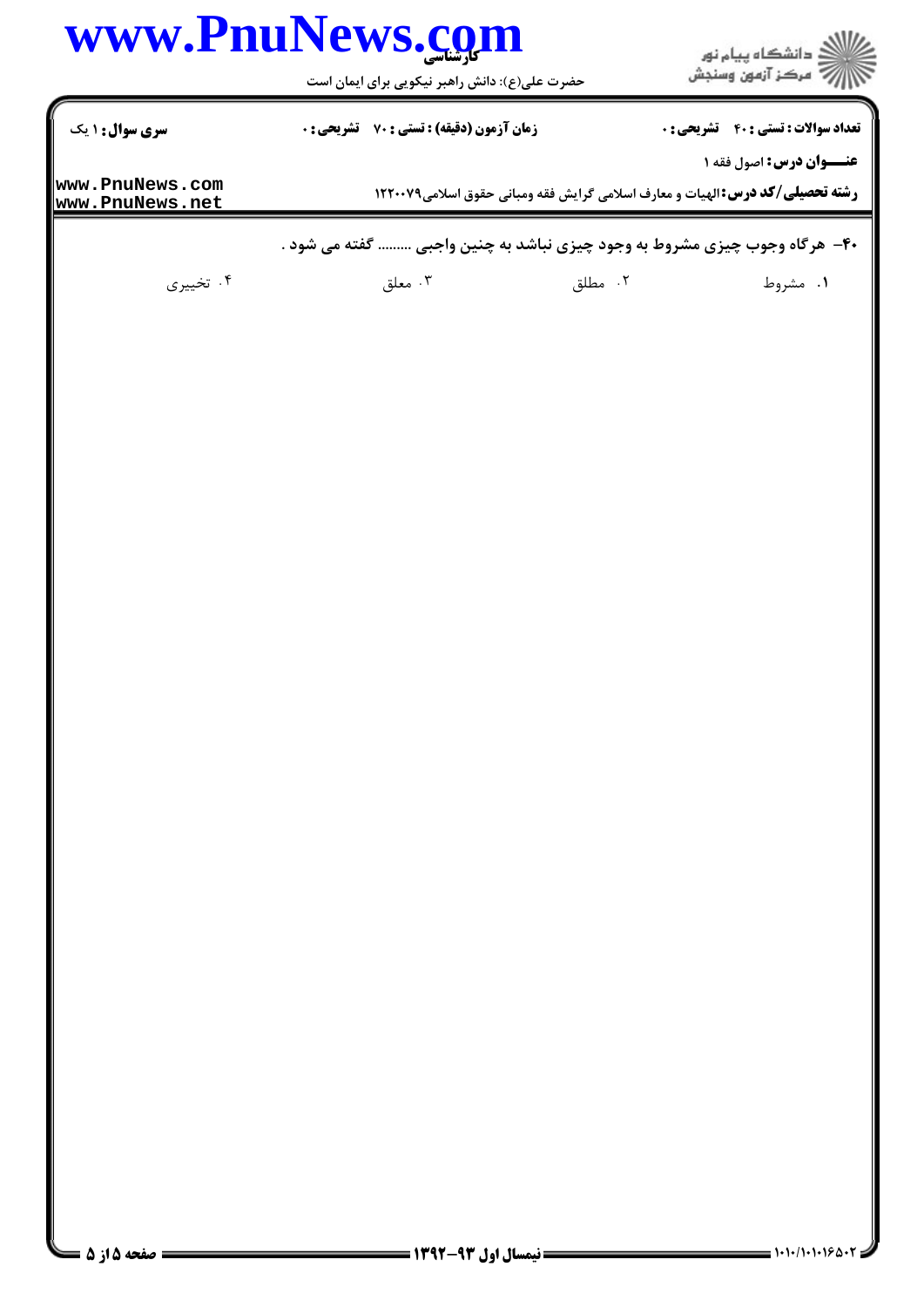**سری سوال:** ۱ یک | **زمان آزمون (دقیقه) : تستی :** ۷۰ **تشریحی :** ۰ | **تعداد سوالات : تستی :** ۴۰ **تشریحی :** ۰

**عنـــوان درس:** اصول فقه ۱

**رشته تحصیلی/کد درس:** الهیات و معارف اسلامی گرایش فقه ومبانی حقوق اسلامی۱۲۲۰۰۷۹

**۴۰- هرگاه وجوب چیزی مشروط به وجود چیزی نباشد به چنین واجبی ......... گفته می شود .**

۱. مشروط

۲. مطلق

۳. معلق

۴. تخییری